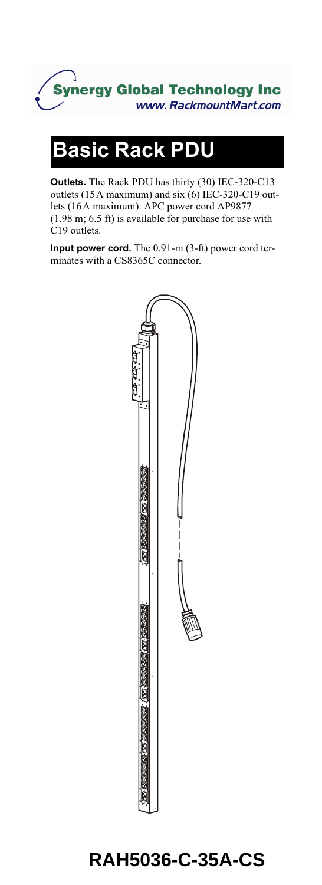Synergy Global Technology Inc
www. RackmountMart.com

# Basic Rack PDU

**Outlets.** The Rack PDU has thirty (30) IEC-320-C13 outlets (15 A maximum) and six (6) IEC-320-C19 outlets (16 A maximum). APC power cord AP9877 (1.98 m; 6.5 ft) is available for purchase for use with C19 outlets.

**Input power cord.** The 0.91-m (3-ft) power cord terminates with a CS8365C connector.

## RAH5036-C-35A-CS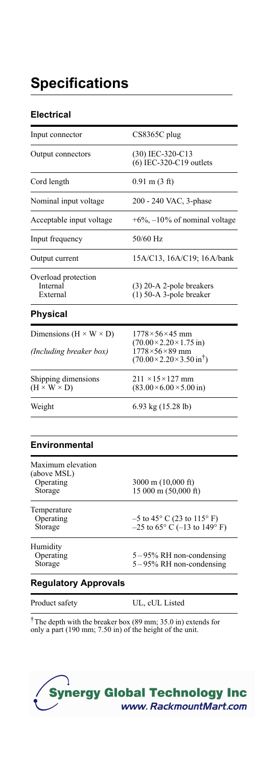# Specifications

### Electrical

| | |
|---|---|
| Input connector | CS8365C plug |
| Output connectors | (30) IEC-320-C13<br>(6) IEC-320-C19 outlets |
| Cord length | 0.91 m (3 ft) |
| Nominal input voltage | 200 - 240 VAC, 3-phase |
| Acceptable input voltage | +6%, –10% of nominal voltage |
| Input frequency | 50/60 Hz |
| Output current | 15A/C13, 16A/C19; 16A/bank |
| Overload protection<br>Internal<br>External | <br>(3) 20-A 2-pole breakers<br>(1) 50-A 3-pole breaker |

### Physical

| | |
|---|---|
| Dimensions (H × W × D)<br><br>*(Including breaker box)* | 1778×56×45 mm<br>(70.00×2.20×1.75 in)<br>1778×56×89 mm<br>(70.00×2.20×3.50 in[†]) |
| Shipping dimensions<br>(H × W × D) | 211 ×15×127 mm<br>(83.00×6.00×5.00 in) |
| Weight | 6.93 kg (15.28 lb) |

### Environmental

| | |
|---|---|
| Maximum elevation<br>(above MSL)<br>Operating<br>Storage | <br><br>3000 m (10,000 ft)<br>15 000 m (50,000 ft) |
| Temperature<br>Operating<br>Storage | <br>–5 to 45° C (23 to 115° F)<br>–25 to 65° C (–13 to 149° F) |
| Humidity<br>Operating<br>Storage | <br>5 – 95% RH non-condensing<br>5 – 95% RH non-condensing |

### Regulatory Approvals

| | |
|---|---|
| Product safety | UL, cUL Listed |

[†] The depth with the breaker box (89 mm; 35.0 in) extends for only a part (190 mm; 7.50 in) of the height of the unit.

Synergy Global Technology Inc
www. RackmountMart.com